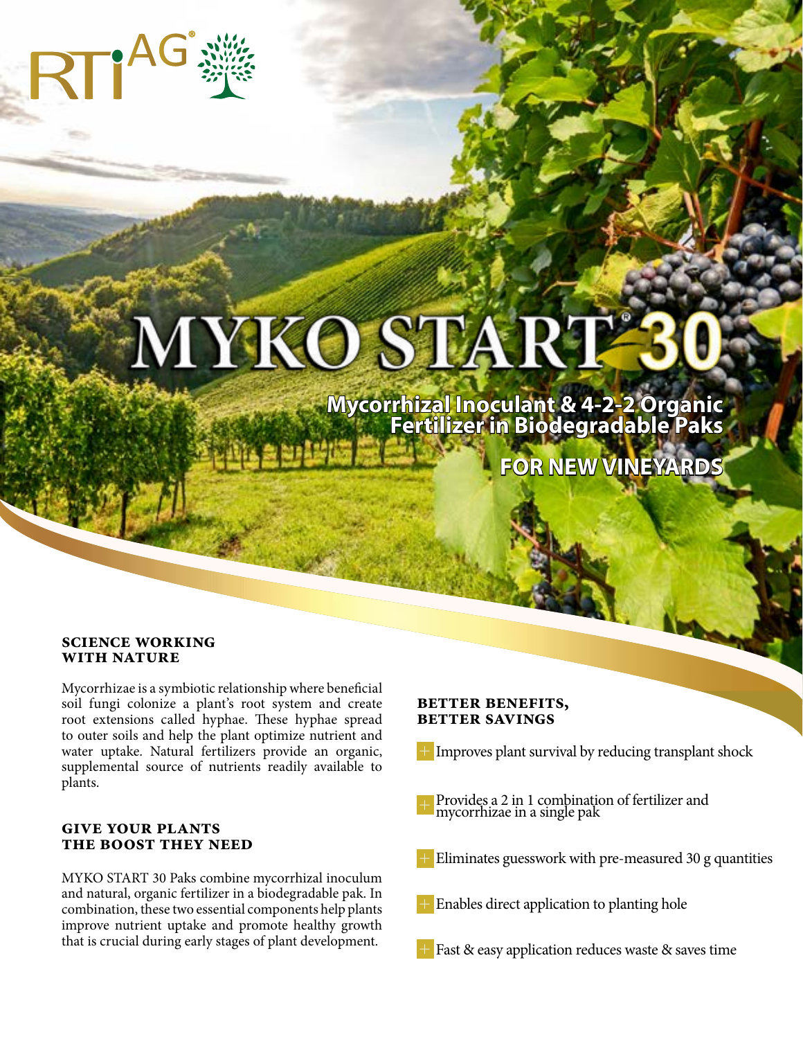RTI AG®

# MYKO START® 30

## Mycorrhizal Inoculant & 4-2-2 Organic Fertilizer in Biodegradable Paks

## FOR NEW VINEYARDS

### SCIENCE WORKING WITH NATURE

Mycorrhizae is a symbiotic relationship where beneficial soil fungi colonize a plant's root system and create root extensions called hyphae. These hyphae spread to outer soils and help the plant optimize nutrient and water uptake. Natural fertilizers provide an organic, supplemental source of nutrients readily available to plants.

### GIVE YOUR PLANTS THE BOOST THEY NEED

MYKO START 30 Paks combine mycorrhizal inoculum and natural, organic fertilizer in a biodegradable pak. In combination, these two essential components help plants improve nutrient uptake and promote healthy growth that is crucial during early stages of plant development.

### BETTER BENEFITS, BETTER SAVINGS

- Improves plant survival by reducing transplant shock
- Provides a 2 in 1 combination of fertilizer and mycorrhizae in a single pak
- Eliminates guesswork with pre-measured 30 g quantities
- Enables direct application to planting hole
- Fast & easy application reduces waste & saves time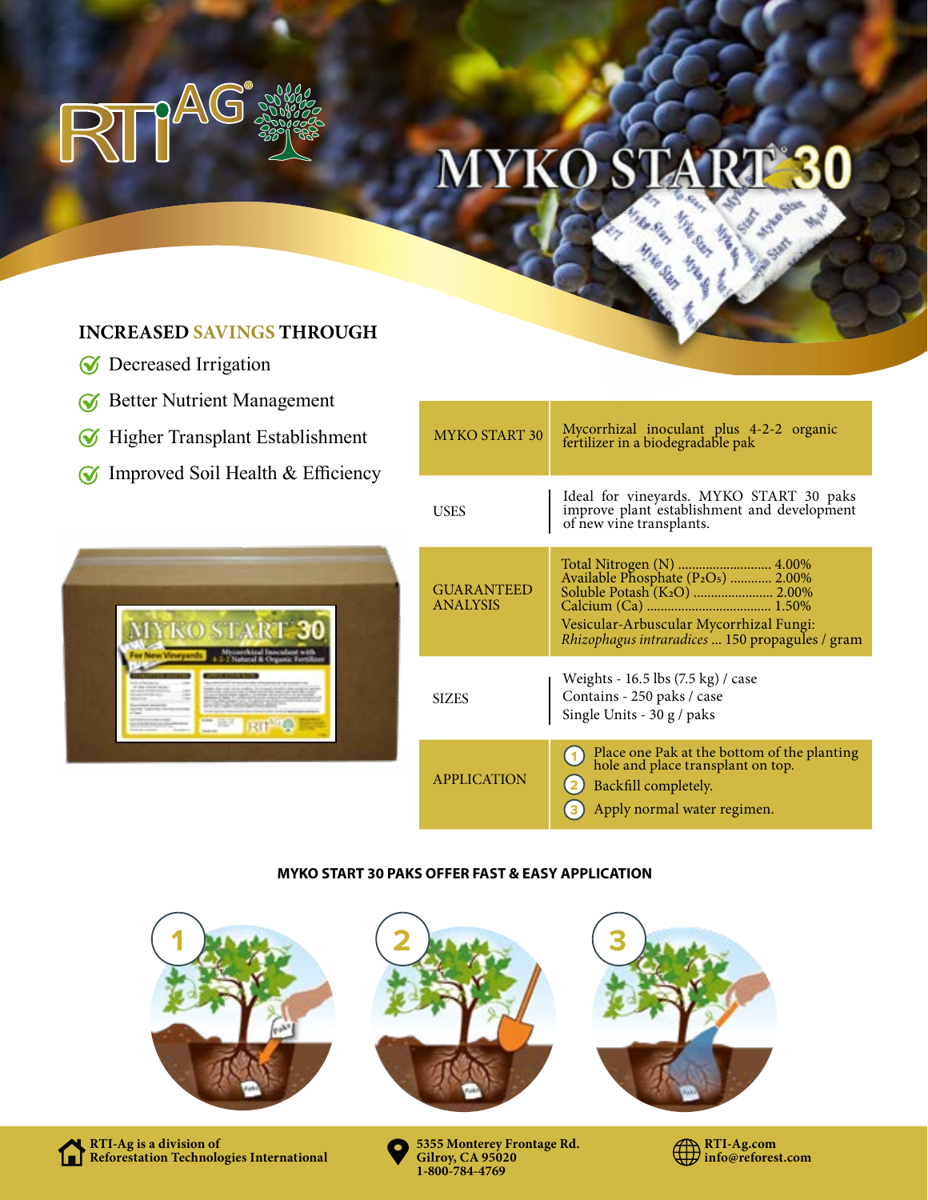# MYKO START 30

RTI AG

## INCREASED SAVINGS THROUGH

- Decreased Irrigation
- Better Nutrient Management
- Higher Transplant Establishment
- Improved Soil Health & Efficiency

| | |
|---|---|
| MYKO START 30 | Mycorrhizal inoculant plus 4-2-2 organic fertilizer in a biodegradable pak |
| USES | Ideal for vineyards. MYKO START 30 paks improve plant establishment and development of new vine transplants. |
| GUARANTEED ANALYSIS | Total Nitrogen (N) ........................... 4.00%<br>Available Phosphate ($P_2O_5$) ........... 2.00%<br>Soluble Potash ($K_2O$) ...................... 2.00%<br>Calcium (Ca) ................................... 1.50%<br>Vesicular-Arbuscular Mycorrhizal Fungi:<br>*Rhizophagus intraradices* ... 150 propagules / gram |
| SIZES | Weights - 16.5 lbs (7.5 kg) / case<br>Contains - 250 paks / case<br>Single Units - 30 g / paks |
| APPLICATION | 1. Place one Pak at the bottom of the planting hole and place transplant on top.<br>2. Backfill completely.<br>3. Apply normal water regimen. |

**MYKO START 30 PAKS OFFER FAST & EASY APPLICATION**

1

2

3

**RTI-Ag is a division of Reforestation Technologies International**

**5355 Monterey Frontage Rd.
Gilroy, CA 95020
1-800-784-4769**

**RTI-Ag.com
info@reforest.com**